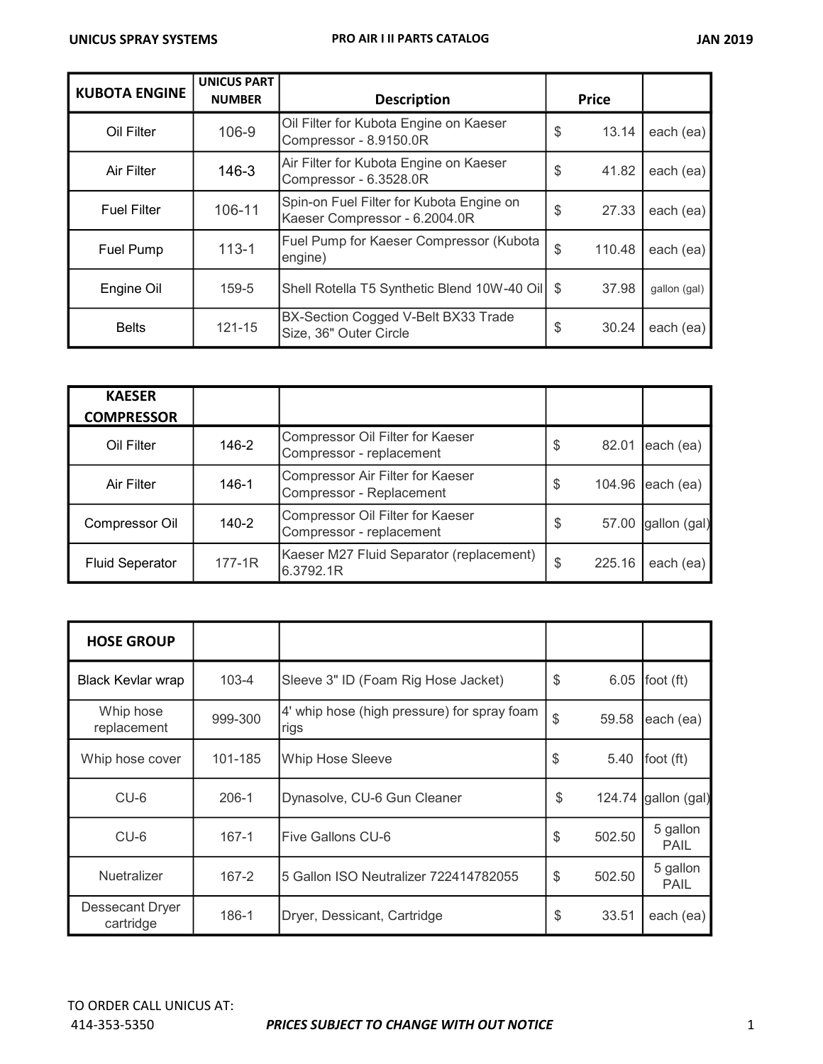| KUBOTA ENGINE | UNICUS PART NUMBER | Description | Price | |
|---|---|---|---|---|
| Oil Filter | 106-9 | Oil Filter for Kubota Engine on Kaeser Compressor - 8.9150.0R | $ 13.14 | each (ea) |
| Air Filter | 146-3 | Air Filter for Kubota Engine on Kaeser Compressor - 6.3528.0R | $ 41.82 | each (ea) |
| Fuel Filter | 106-11 | Spin-on Fuel Filter for Kubota Engine on Kaeser Compressor - 6.2004.0R | $ 27.33 | each (ea) |
| Fuel Pump | 113-1 | Fuel Pump for Kaeser Compressor (Kubota engine) | $ 110.48 | each (ea) |
| Engine Oil | 159-5 | Shell Rotella T5 Synthetic Blend 10W-40 Oil | $ 37.98 | gallon (gal) |
| Belts | 121-15 | BX-Section Cogged V-Belt BX33 Trade Size, 36" Outer Circle | $ 30.24 | each (ea) |

| KAESER COMPRESSOR | | | | |
|---|---|---|---|---|
| Oil Filter | 146-2 | Compressor Oil Filter for Kaeser Compressor - replacement | $ 82.01 | each (ea) |
| Air Filter | 146-1 | Compressor Air Filter for Kaeser Compressor - Replacement | $ 104.96 | each (ea) |
| Compressor Oil | 140-2 | Compressor Oil Filter for Kaeser Compressor - replacement | $ 57.00 | gallon (gal) |
| Fluid Seperator | 177-1R | Kaeser M27 Fluid Separator (replacement) 6.3792.1R | $ 225.16 | each (ea) |

| HOSE GROUP | | | | |
|---|---|---|---|---|
| Black Kevlar wrap | 103-4 | Sleeve 3" ID (Foam Rig Hose Jacket) | $ 6.05 | foot (ft) |
| Whip hose replacement | 999-300 | 4' whip hose (high pressure) for spray foam rigs | $ 59.58 | each (ea) |
| Whip hose cover | 101-185 | Whip Hose Sleeve | $ 5.40 | foot (ft) |
| CU-6 | 206-1 | Dynasolve, CU-6 Gun Cleaner | $ 124.74 | gallon (gal) |
| CU-6 | 167-1 | Five Gallons CU-6 | $ 502.50 | 5 gallon PAIL |
| Nuetralizer | 167-2 | 5 Gallon ISO Neutralizer 722414782055 | $ 502.50 | 5 gallon PAIL |
| Dessecant Dryer cartridge | 186-1 | Dryer, Dessicant, Cartridge | $ 33.51 | each (ea) |

TO ORDER CALL UNICUS AT:
414-353-5350

***PRICES SUBJECT TO CHANGE WITH OUT NOTICE***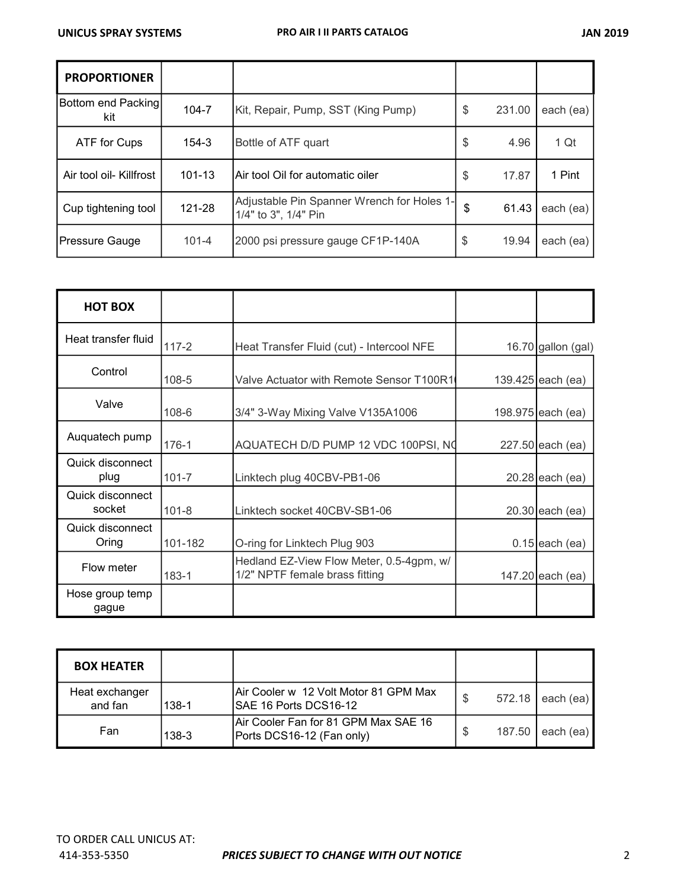| PROPORTIONER | | | | |
|---|---|---|---|---|
| Bottom end Packing kit | 104-7 | Kit, Repair, Pump, SST (King Pump) | $ 231.00 | each (ea) |
| ATF for Cups | 154-3 | Bottle of ATF quart | $ 4.96 | 1 Qt |
| Air tool oil- Killfrost | 101-13 | Air tool Oil for automatic oiler | $ 17.87 | 1 Pint |
| Cup tightening tool | 121-28 | Adjustable Pin Spanner Wrench for Holes 1-1/4" to 3", 1/4" Pin | $ 61.43 | each (ea) |
| Pressure Gauge | 101-4 | 2000 psi pressure gauge CF1P-140A | $ 19.94 | each (ea) |

| HOT BOX | | | | |
|---|---|---|---|---|
| Heat transfer fluid | 117-2 | Heat Transfer Fluid (cut) - Intercool NFE | 16.70 | gallon (gal) |
| Control | 108-5 | Valve Actuator with Remote Sensor T100R1( | 139.425 | each (ea) |
| Valve | 108-6 | 3/4" 3-Way Mixing Valve V135A1006 | 198.975 | each (ea) |
| Auquatech pump | 176-1 | AQUATECH D/D PUMP 12 VDC 100PSI, NC | 227.50 | each (ea) |
| Quick disconnect plug | 101-7 | Linktech plug 40CBV-PB1-06 | 20.28 | each (ea) |
| Quick disconnect socket | 101-8 | Linktech socket 40CBV-SB1-06 | 20.30 | each (ea) |
| Quick disconnect Oring | 101-182 | O-ring for Linktech Plug 903 | 0.15 | each (ea) |
| Flow meter | 183-1 | Hedland EZ-View Flow Meter, 0.5-4gpm, w/ 1/2" NPTF female brass fitting | 147.20 | each (ea) |
| Hose group temp gague | | | | |

| BOX HEATER | | | | |
|---|---|---|---|---|
| Heat exchanger and fan | 138-1 | Air Cooler w 12 Volt Motor 81 GPM Max SAE 16 Ports DCS16-12 | $ 572.18 | each (ea) |
| Fan | 138-3 | Air Cooler Fan for 81 GPM Max SAE 16 Ports DCS16-12 (Fan only) | $ 187.50 | each (ea) |

TO ORDER CALL UNICUS AT:
414-353-5350

***PRICES SUBJECT TO CHANGE WITH OUT NOTICE***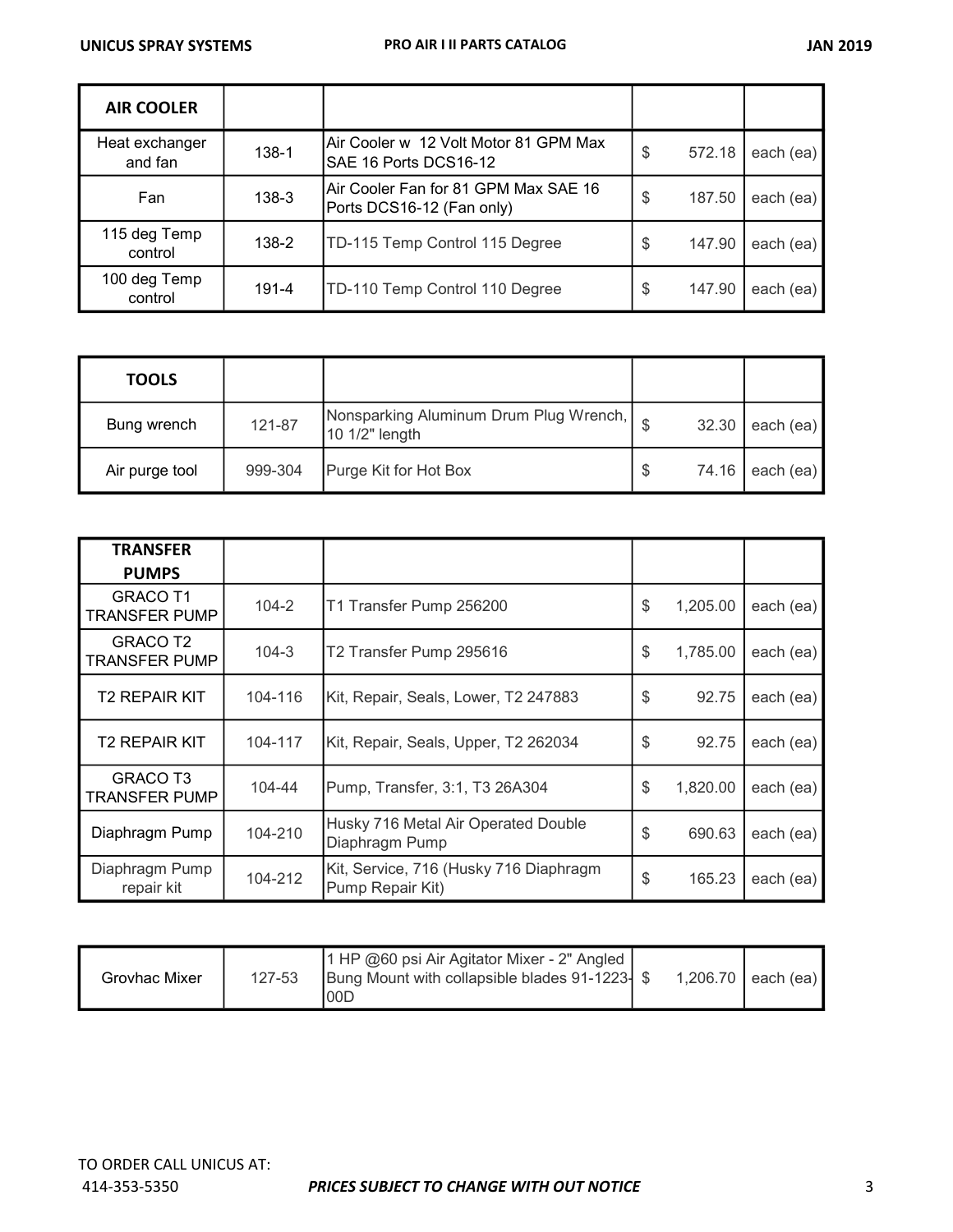| AIR COOLER | | | | |
|---|---|---|---|---|
| Heat exchanger and fan | 138-1 | Air Cooler w 12 Volt Motor 81 GPM Max SAE 16 Ports DCS16-12 | $ 572.18 | each (ea) |
| Fan | 138-3 | Air Cooler Fan for 81 GPM Max SAE 16 Ports DCS16-12 (Fan only) | $ 187.50 | each (ea) |
| 115 deg Temp control | 138-2 | TD-115 Temp Control 115 Degree | $ 147.90 | each (ea) |
| 100 deg Temp control | 191-4 | TD-110 Temp Control 110 Degree | $ 147.90 | each (ea) |

| TOOLS | | | | |
|---|---|---|---|---|
| Bung wrench | 121-87 | Nonsparking Aluminum Drum Plug Wrench, 10 1/2" length | $ 32.30 | each (ea) |
| Air purge tool | 999-304 | Purge Kit for Hot Box | $ 74.16 | each (ea) |

| TRANSFER PUMPS | | | | |
|---|---|---|---|---|
| GRACO T1 TRANSFER PUMP | 104-2 | T1 Transfer Pump 256200 | $ 1,205.00 | each (ea) |
| GRACO T2 TRANSFER PUMP | 104-3 | T2 Transfer Pump 295616 | $ 1,785.00 | each (ea) |
| T2 REPAIR KIT | 104-116 | Kit, Repair, Seals, Lower, T2 247883 | $ 92.75 | each (ea) |
| T2 REPAIR KIT | 104-117 | Kit, Repair, Seals, Upper, T2 262034 | $ 92.75 | each (ea) |
| GRACO T3 TRANSFER PUMP | 104-44 | Pump, Transfer, 3:1, T3 26A304 | $ 1,820.00 | each (ea) |
| Diaphragm Pump | 104-210 | Husky 716 Metal Air Operated Double Diaphragm Pump | $ 690.63 | each (ea) |
| Diaphragm Pump repair kit | 104-212 | Kit, Service, 716 (Husky 716 Diaphragm Pump Repair Kit) | $ 165.23 | each (ea) |

| | | | | |
|---|---|---|---|---|
| Grovhac Mixer | 127-53 | 1 HP @60 psi Air Agitator Mixer - 2" Angled Bung Mount with collapsible blades 91-1223-00D | $ 1,206.70 | each (ea) |

TO ORDER CALL UNICUS AT:
414-353-5350

***PRICES SUBJECT TO CHANGE WITH OUT NOTICE***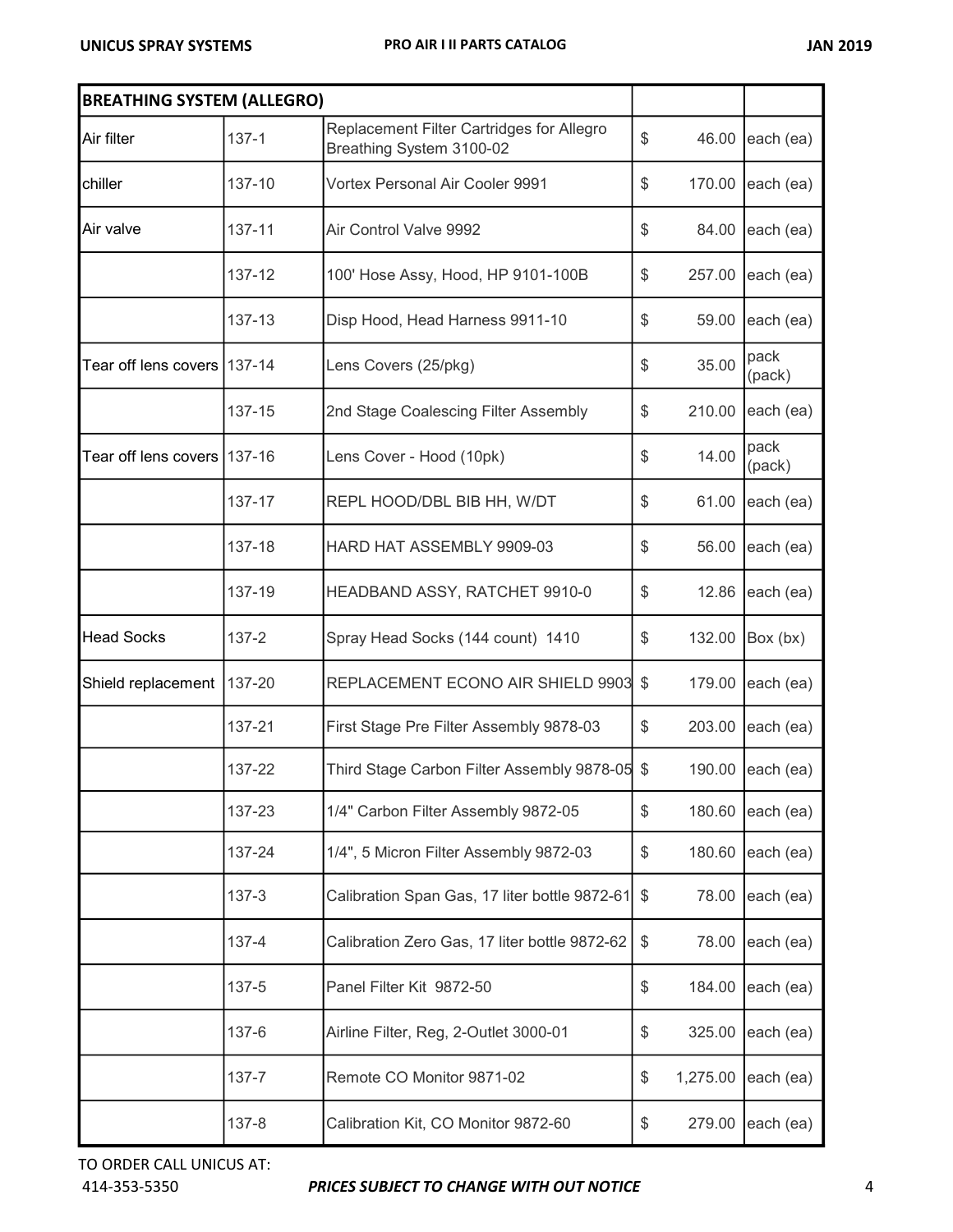| BREATHING SYSTEM (ALLEGRO) | | | | |
|---|---|---|---|---|
| Air filter | 137-1 | Replacement Filter Cartridges for Allegro Breathing System 3100-02 | $ 46.00 | each (ea) |
| chiller | 137-10 | Vortex Personal Air Cooler 9991 | $ 170.00 | each (ea) |
| Air valve | 137-11 | Air Control Valve 9992 | $ 84.00 | each (ea) |
| | 137-12 | 100' Hose Assy, Hood, HP 9101-100B | $ 257.00 | each (ea) |
| | 137-13 | Disp Hood, Head Harness 9911-10 | $ 59.00 | each (ea) |
| Tear off lens covers | 137-14 | Lens Covers (25/pkg) | $ 35.00 | pack (pack) |
| | 137-15 | 2nd Stage Coalescing Filter Assembly | $ 210.00 | each (ea) |
| Tear off lens covers | 137-16 | Lens Cover - Hood (10pk) | $ 14.00 | pack (pack) |
| | 137-17 | REPL HOOD/DBL BIB HH, W/DT | $ 61.00 | each (ea) |
| | 137-18 | HARD HAT ASSEMBLY 9909-03 | $ 56.00 | each (ea) |
| | 137-19 | HEADBAND ASSY, RATCHET 9910-0 | $ 12.86 | each (ea) |
| Head Socks | 137-2 | Spray Head Socks (144 count) 1410 | $ 132.00 | Box (bx) |
| Shield replacement | 137-20 | REPLACEMENT ECONO AIR SHIELD 9903 | $ 179.00 | each (ea) |
| | 137-21 | First Stage Pre Filter Assembly 9878-03 | $ 203.00 | each (ea) |
| | 137-22 | Third Stage Carbon Filter Assembly 9878-05 | $ 190.00 | each (ea) |
| | 137-23 | 1/4" Carbon Filter Assembly 9872-05 | $ 180.60 | each (ea) |
| | 137-24 | 1/4", 5 Micron Filter Assembly 9872-03 | $ 180.60 | each (ea) |
| | 137-3 | Calibration Span Gas, 17 liter bottle 9872-61 | $ 78.00 | each (ea) |
| | 137-4 | Calibration Zero Gas, 17 liter bottle 9872-62 | $ 78.00 | each (ea) |
| | 137-5 | Panel Filter Kit 9872-50 | $ 184.00 | each (ea) |
| | 137-6 | Airline Filter, Reg, 2-Outlet 3000-01 | $ 325.00 | each (ea) |
| | 137-7 | Remote CO Monitor 9871-02 | $ 1,275.00 | each (ea) |
| | 137-8 | Calibration Kit, CO Monitor 9872-60 | $ 279.00 | each (ea) |

TO ORDER CALL UNICUS AT:
414-353-5350

***PRICES SUBJECT TO CHANGE WITH OUT NOTICE***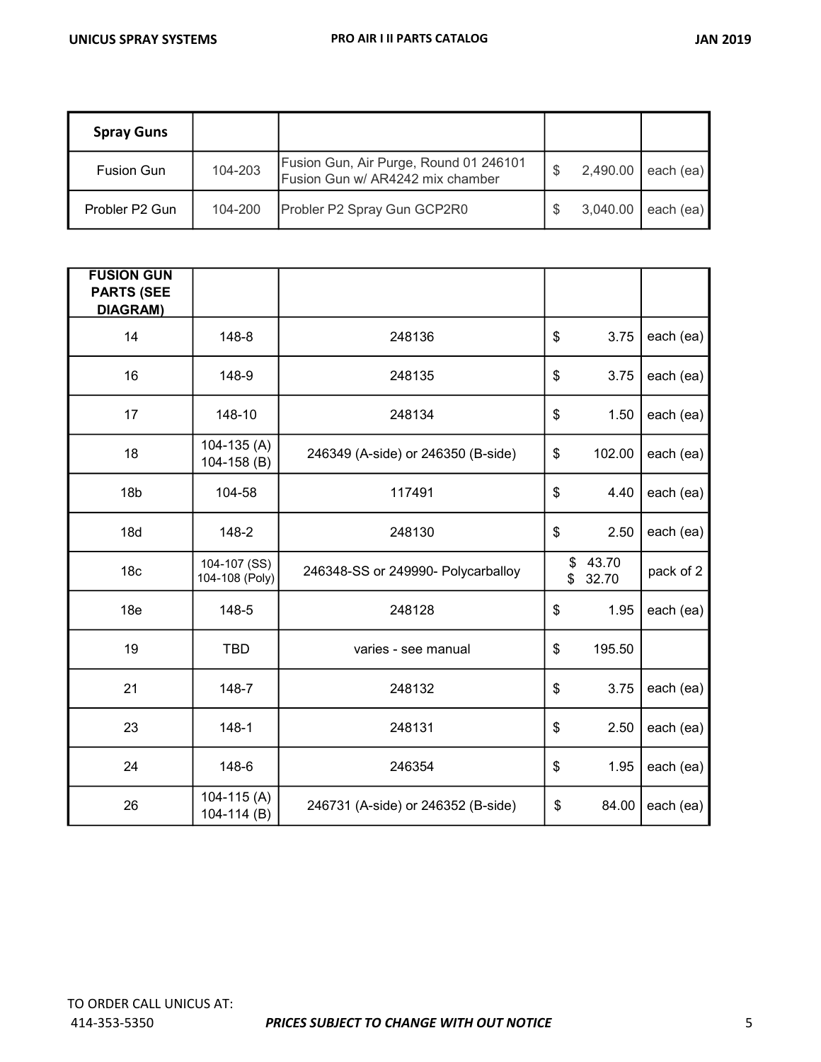| Spray Guns | | | | |
|---|---|---|---|---|
| Fusion Gun | 104-203 | Fusion Gun, Air Purge, Round 01 246101 Fusion Gun w/ AR4242 mix chamber | $ 2,490.00 | each (ea) |
| Probler P2 Gun | 104-200 | Probler P2 Spray Gun GCP2R0 | $ 3,040.00 | each (ea) |

| FUSION GUN PARTS (SEE DIAGRAM) | | | | |
|---|---|---|---|---|
| 14 | 148-8 | 248136 | $ 3.75 | each (ea) |
| 16 | 148-9 | 248135 | $ 3.75 | each (ea) |
| 17 | 148-10 | 248134 | $ 1.50 | each (ea) |
| 18 | 104-135 (A) 104-158 (B) | 246349 (A-side) or 246350 (B-side) | $ 102.00 | each (ea) |
| 18b | 104-58 | 117491 | $ 4.40 | each (ea) |
| 18d | 148-2 | 248130 | $ 2.50 | each (ea) |
| 18c | 104-107 (SS) 104-108 (Poly) | 246348-SS or 249990- Polycarballoy | $ 43.70 $ 32.70 | pack of 2 |
| 18e | 148-5 | 248128 | $ 1.95 | each (ea) |
| 19 | TBD | varies - see manual | $ 195.50 | |
| 21 | 148-7 | 248132 | $ 3.75 | each (ea) |
| 23 | 148-1 | 248131 | $ 2.50 | each (ea) |
| 24 | 148-6 | 246354 | $ 1.95 | each (ea) |
| 26 | 104-115 (A) 104-114 (B) | 246731 (A-side) or 246352 (B-side) | $ 84.00 | each (ea) |

TO ORDER CALL UNICUS AT:
414-353-5350

***PRICES SUBJECT TO CHANGE WITH OUT NOTICE***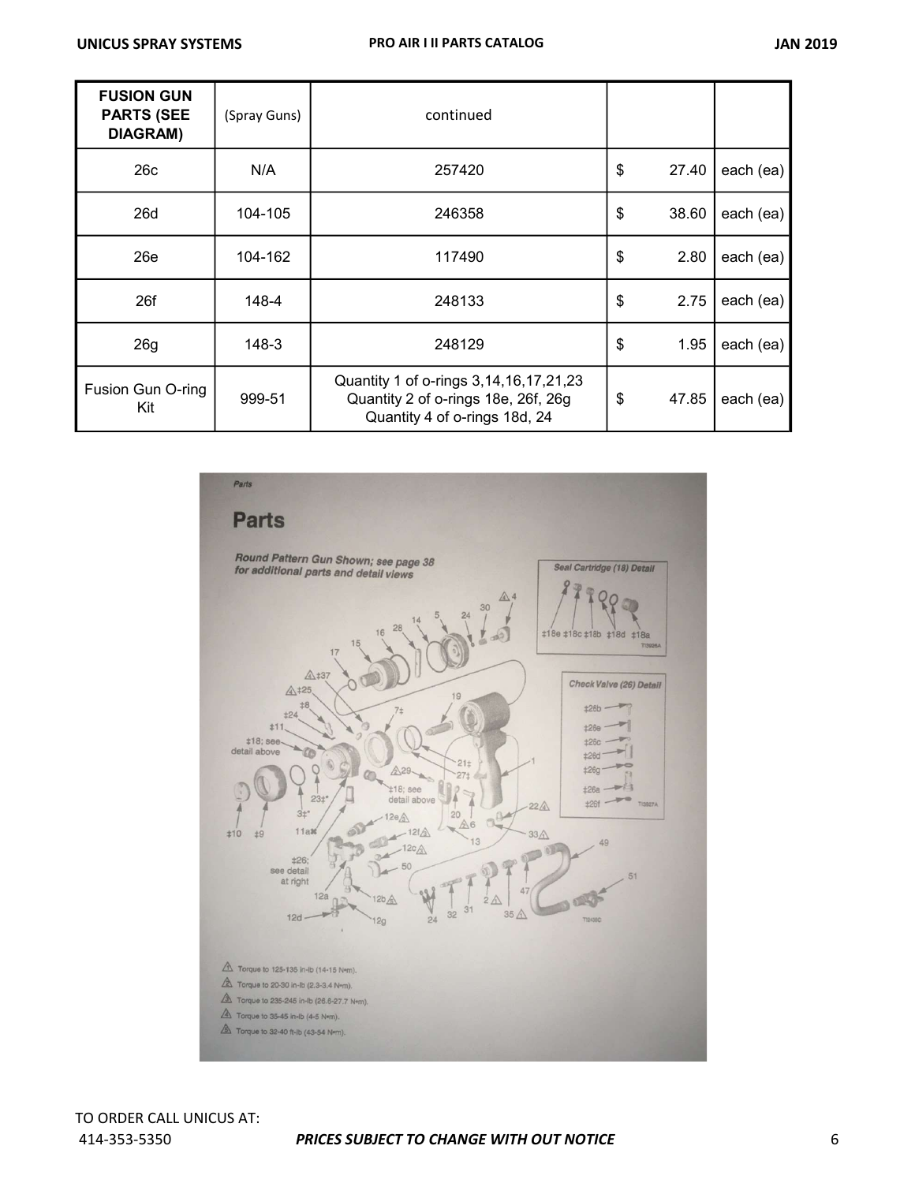| FUSION GUN PARTS (SEE DIAGRAM) | (Spray Guns) | continued | | |
|---|---|---|---|---|
| 26c | N/A | 257420 | $ 27.40 | each (ea) |
| 26d | 104-105 | 246358 | $ 38.60 | each (ea) |
| 26e | 104-162 | 117490 | $ 2.80 | each (ea) |
| 26f | 148-4 | 248133 | $ 2.75 | each (ea) |
| 26g | 148-3 | 248129 | $ 1.95 | each (ea) |
| Fusion Gun O-ring Kit | 999-51 | Quantity 1 of o-rings 3,14,16,17,21,23<br>Quantity 2 of o-rings 18e, 26f, 26g<br>Quantity 4 of o-rings 18d, 24 | $ 47.85 | each (ea) |